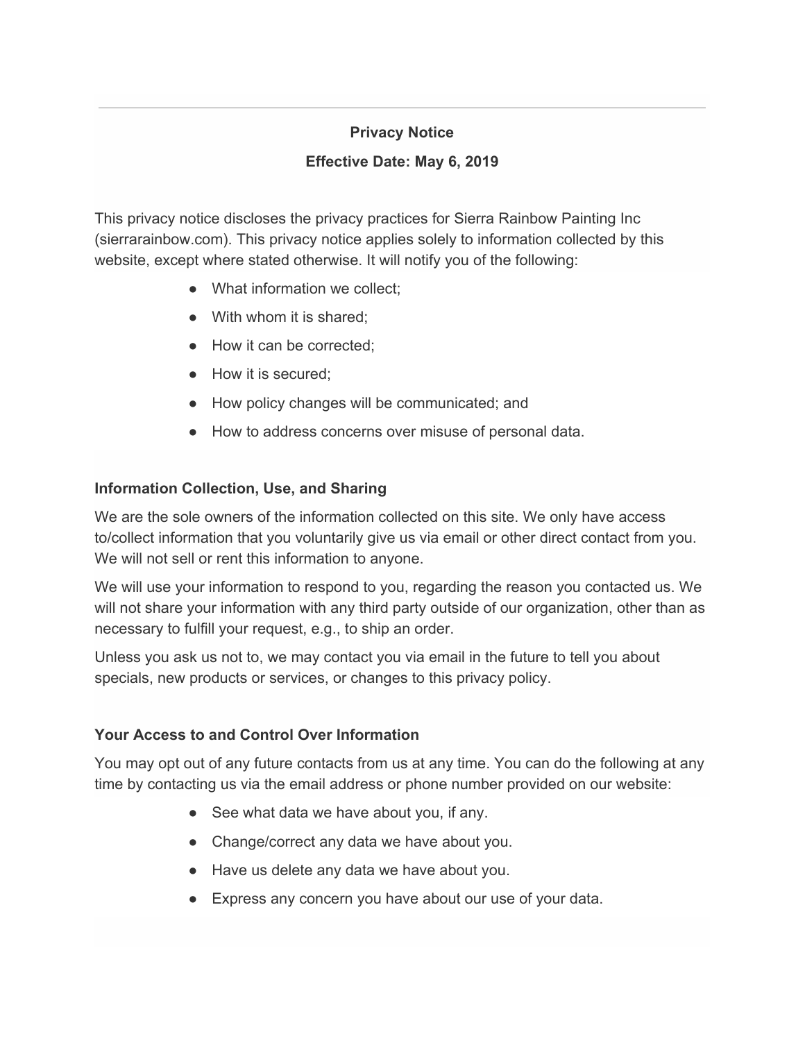---

**Privacy Notice**

**Effective Date: May 6, 2019**

This privacy notice discloses the privacy practices for Sierra Rainbow Painting Inc (sierrarainbow.com). This privacy notice applies solely to information collected by this website, except where stated otherwise. It will notify you of the following:

- What information we collect;
- With whom it is shared;
- How it can be corrected;
- How it is secured;
- How policy changes will be communicated; and
- How to address concerns over misuse of personal data.

**Information Collection, Use, and Sharing**

We are the sole owners of the information collected on this site. We only have access to/collect information that you voluntarily give us via email or other direct contact from you. We will not sell or rent this information to anyone.

We will use your information to respond to you, regarding the reason you contacted us. We will not share your information with any third party outside of our organization, other than as necessary to fulfill your request, e.g., to ship an order.

Unless you ask us not to, we may contact you via email in the future to tell you about specials, new products or services, or changes to this privacy policy.

**Your Access to and Control Over Information**

You may opt out of any future contacts from us at any time. You can do the following at any time by contacting us via the email address or phone number provided on our website:

- See what data we have about you, if any.
- Change/correct any data we have about you.
- Have us delete any data we have about you.
- Express any concern you have about our use of your data.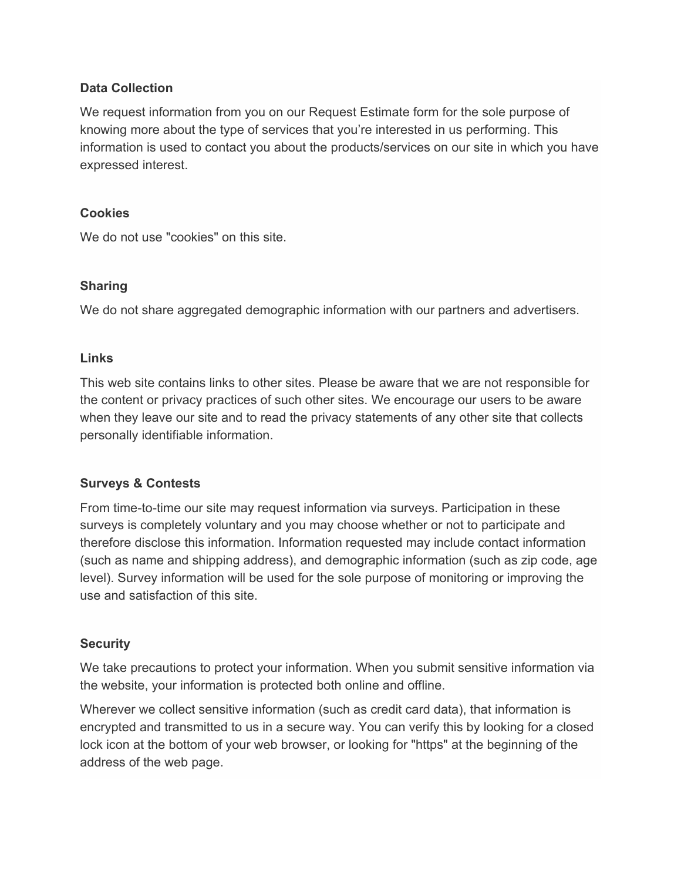**Data Collection**

We request information from you on our Request Estimate form for the sole purpose of knowing more about the type of services that you're interested in us performing. This information is used to contact you about the products/services on our site in which you have expressed interest.

**Cookies**

We do not use "cookies" on this site.

**Sharing**

We do not share aggregated demographic information with our partners and advertisers.

**Links**

This web site contains links to other sites. Please be aware that we are not responsible for the content or privacy practices of such other sites. We encourage our users to be aware when they leave our site and to read the privacy statements of any other site that collects personally identifiable information.

**Surveys & Contests**

From time-to-time our site may request information via surveys. Participation in these surveys is completely voluntary and you may choose whether or not to participate and therefore disclose this information. Information requested may include contact information (such as name and shipping address), and demographic information (such as zip code, age level). Survey information will be used for the sole purpose of monitoring or improving the use and satisfaction of this site.

**Security**

We take precautions to protect your information. When you submit sensitive information via the website, your information is protected both online and offline.

Wherever we collect sensitive information (such as credit card data), that information is encrypted and transmitted to us in a secure way. You can verify this by looking for a closed lock icon at the bottom of your web browser, or looking for "https" at the beginning of the address of the web page.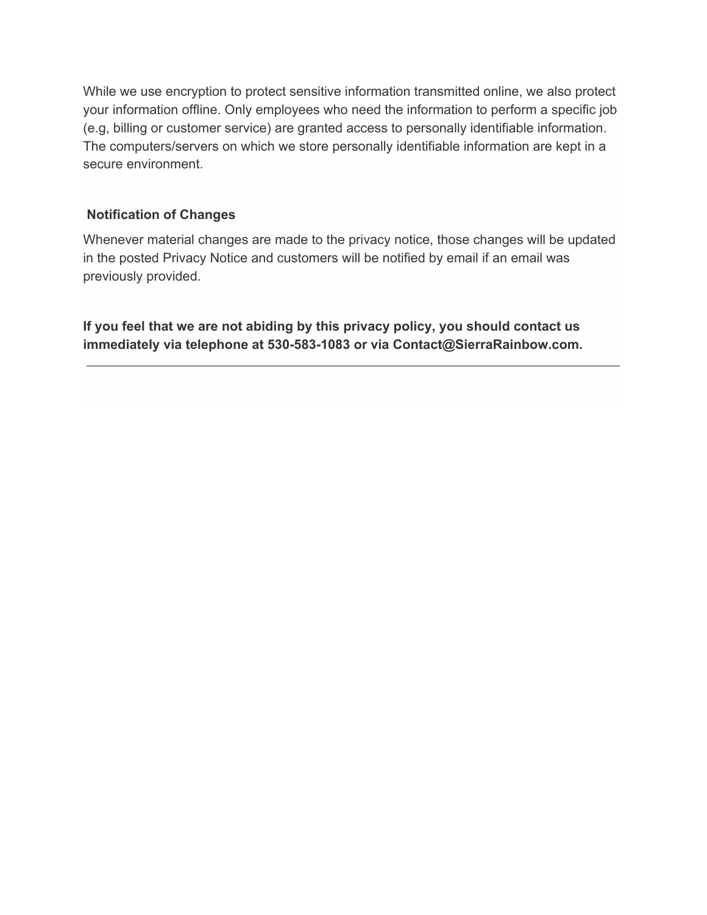While we use encryption to protect sensitive information transmitted online, we also protect your information offline. Only employees who need the information to perform a specific job (e.g, billing or customer service) are granted access to personally identifiable information. The computers/servers on which we store personally identifiable information are kept in a secure environment.

**Notification of Changes**

Whenever material changes are made to the privacy notice, those changes will be updated in the posted Privacy Notice and customers will be notified by email if an email was previously provided.

**If you feel that we are not abiding by this privacy policy, you should contact us immediately via telephone at 530-583-1083 or via Contact@SierraRainbow.com.**

---